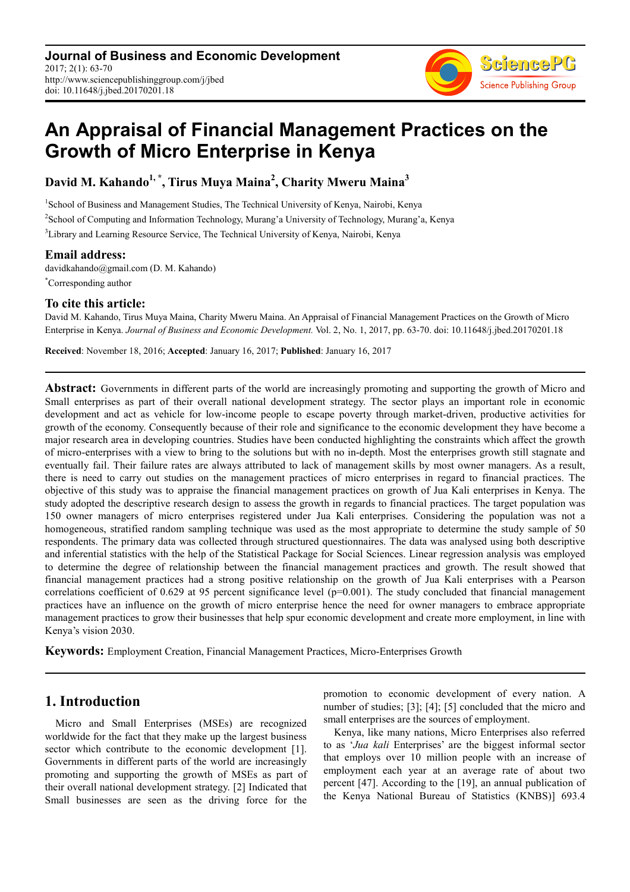**Journal of Business and Economic Development**
2017; 2(1): 63-70
http://www.sciencepublishinggroup.com/j/jbed
doi: 10.11648/j.jbed.20170201.18

# An Appraisal of Financial Management Practices on the Growth of Micro Enterprise in Kenya

**David M. Kahando[1, *], Tirus Muya Maina[2], Charity Mweru Maina[3]**

[1]School of Business and Management Studies, The Technical University of Kenya, Nairobi, Kenya
[2]School of Computing and Information Technology, Murang'a University of Technology, Murang'a, Kenya
[3]Library and Learning Resource Service, The Technical University of Kenya, Nairobi, Kenya

### Email address:

davidkahando@gmail.com (D. M. Kahando)
[*]Corresponding author

### To cite this article:

David M. Kahando, Tirus Muya Maina, Charity Mweru Maina. An Appraisal of Financial Management Practices on the Growth of Micro Enterprise in Kenya. *Journal of Business and Economic Development.* Vol. 2, No. 1, 2017, pp. 63-70. doi: 10.11648/j.jbed.20170201.18

**Received**: November 18, 2016; **Accepted**: January 16, 2017; **Published**: January 16, 2017

---

**Abstract:** Governments in different parts of the world are increasingly promoting and supporting the growth of Micro and Small enterprises as part of their overall national development strategy. The sector plays an important role in economic development and act as vehicle for low-income people to escape poverty through market-driven, productive activities for growth of the economy. Consequently because of their role and significance to the economic development they have become a major research area in developing countries. Studies have been conducted highlighting the constraints which affect the growth of micro-enterprises with a view to bring to the solutions but with no in-depth. Most the enterprises growth still stagnate and eventually fail. Their failure rates are always attributed to lack of management skills by most owner managers. As a result, there is need to carry out studies on the management practices of micro enterprises in regard to financial practices. The objective of this study was to appraise the financial management practices on growth of Jua Kali enterprises in Kenya. The study adopted the descriptive research design to assess the growth in regards to financial practices. The target population was 150 owner managers of micro enterprises registered under Jua Kali enterprises. Considering the population was not a homogeneous, stratified random sampling technique was used as the most appropriate to determine the study sample of 50 respondents. The primary data was collected through structured questionnaires. The data was analysed using both descriptive and inferential statistics with the help of the Statistical Package for Social Sciences. Linear regression analysis was employed to determine the degree of relationship between the financial management practices and growth. The result showed that financial management practices had a strong positive relationship on the growth of Jua Kali enterprises with a Pearson correlations coefficient of 0.629 at 95 percent significance level ($p=0.001$). The study concluded that financial management practices have an influence on the growth of micro enterprise hence the need for owner managers to embrace appropriate management practices to grow their businesses that help spur economic development and create more employment, in line with Kenya's vision 2030.

**Keywords:** Employment Creation, Financial Management Practices, Micro-Enterprises Growth

---

## 1. Introduction

Micro and Small Enterprises (MSEs) are recognized worldwide for the fact that they make up the largest business sector which contribute to the economic development [1]. Governments in different parts of the world are increasingly promoting and supporting the growth of MSEs as part of their overall national development strategy. [2] Indicated that Small businesses are seen as the driving force for the promotion to economic development of every nation. A number of studies; [3]; [4]; [5] concluded that the micro and small enterprises are the sources of employment.

Kenya, like many nations, Micro Enterprises also referred to as '*Jua kali* Enterprises' are the biggest informal sector that employs over 10 million people with an increase of employment each year at an average rate of about two percent [47]. According to the [19], an annual publication of the Kenya National Bureau of Statistics (KNBS)] 693.4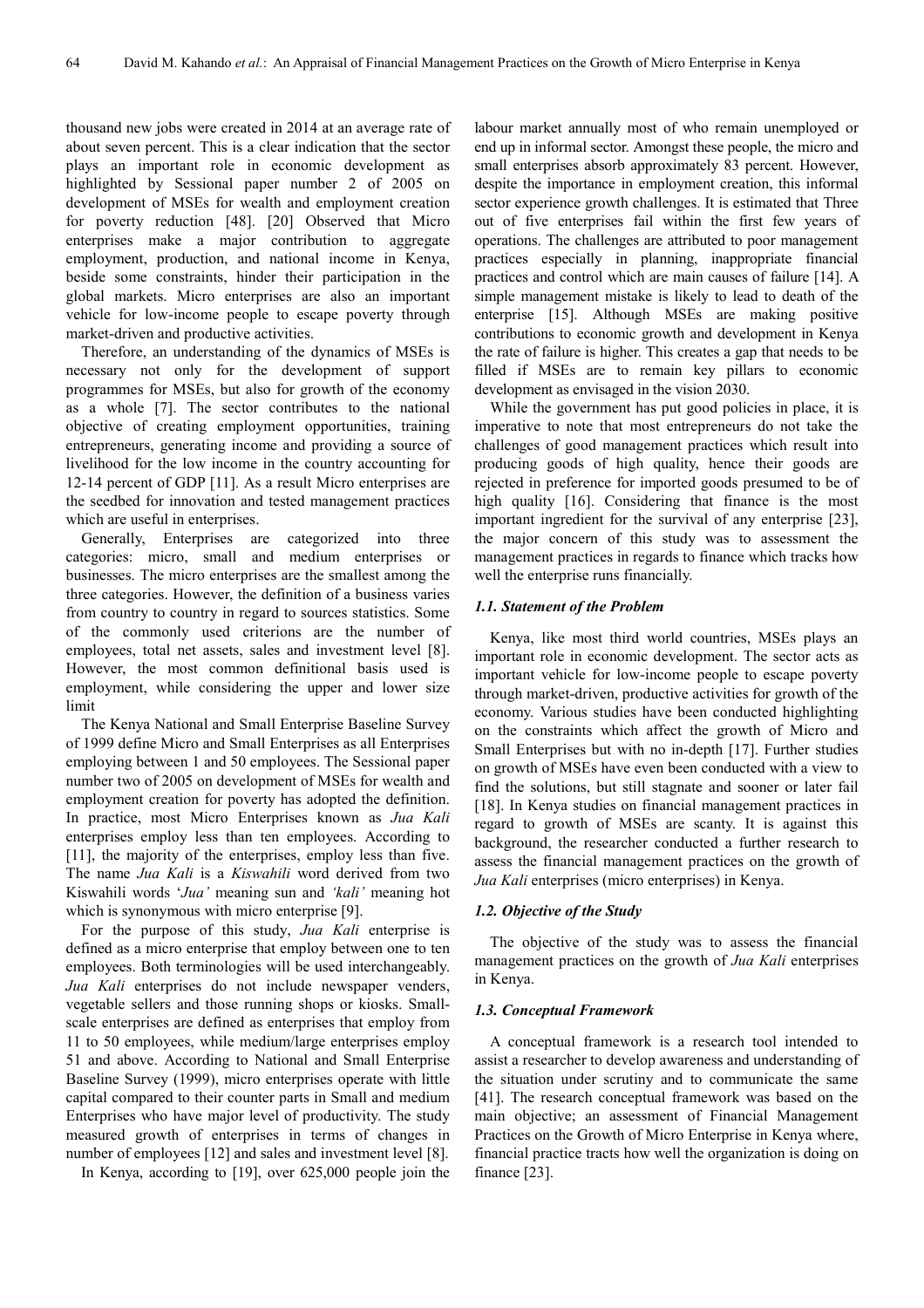thousand new jobs were created in 2014 at an average rate of about seven percent. This is a clear indication that the sector plays an important role in economic development as highlighted by Sessional paper number 2 of 2005 on development of MSEs for wealth and employment creation for poverty reduction [48]. [20] Observed that Micro enterprises make a major contribution to aggregate employment, production, and national income in Kenya, beside some constraints, hinder their participation in the global markets. Micro enterprises are also an important vehicle for low-income people to escape poverty through market-driven and productive activities.

Therefore, an understanding of the dynamics of MSEs is necessary not only for the development of support programmes for MSEs, but also for growth of the economy as a whole [7]. The sector contributes to the national objective of creating employment opportunities, training entrepreneurs, generating income and providing a source of livelihood for the low income in the country accounting for 12-14 percent of GDP [11]. As a result Micro enterprises are the seedbed for innovation and tested management practices which are useful in enterprises.

Generally, Enterprises are categorized into three categories: micro, small and medium enterprises or businesses. The micro enterprises are the smallest among the three categories. However, the definition of a business varies from country to country in regard to sources statistics. Some of the commonly used criterions are the number of employees, total net assets, sales and investment level [8]. However, the most common definitional basis used is employment, while considering the upper and lower size limit

The Kenya National and Small Enterprise Baseline Survey of 1999 define Micro and Small Enterprises as all Enterprises employing between 1 and 50 employees. The Sessional paper number two of 2005 on development of MSEs for wealth and employment creation for poverty has adopted the definition. In practice, most Micro Enterprises known as *Jua Kali* enterprises employ less than ten employees. According to [11], the majority of the enterprises, employ less than five. The name *Jua Kali* is a *Kiswahili* word derived from two Kiswahili words '*Jua'* meaning sun and *'kali'* meaning hot which is synonymous with micro enterprise [9].

For the purpose of this study, *Jua Kali* enterprise is defined as a micro enterprise that employ between one to ten employees. Both terminologies will be used interchangeably. *Jua Kali* enterprises do not include newspaper venders, vegetable sellers and those running shops or kiosks. Small-scale enterprises are defined as enterprises that employ from 11 to 50 employees, while medium/large enterprises employ 51 and above. According to National and Small Enterprise Baseline Survey (1999), micro enterprises operate with little capital compared to their counter parts in Small and medium Enterprises who have major level of productivity. The study measured growth of enterprises in terms of changes in number of employees [12] and sales and investment level [8].

In Kenya, according to [19], over 625,000 people join the labour market annually most of who remain unemployed or end up in informal sector. Amongst these people, the micro and small enterprises absorb approximately 83 percent. However, despite the importance in employment creation, this informal sector experience growth challenges. It is estimated that Three out of five enterprises fail within the first few years of operations. The challenges are attributed to poor management practices especially in planning, inappropriate financial practices and control which are main causes of failure [14]. A simple management mistake is likely to lead to death of the enterprise [15]. Although MSEs are making positive contributions to economic growth and development in Kenya the rate of failure is higher. This creates a gap that needs to be filled if MSEs are to remain key pillars to economic development as envisaged in the vision 2030.

While the government has put good policies in place, it is imperative to note that most entrepreneurs do not take the challenges of good management practices which result into producing goods of high quality, hence their goods are rejected in preference for imported goods presumed to be of high quality [16]. Considering that finance is the most important ingredient for the survival of any enterprise [23], the major concern of this study was to assessment the management practices in regards to finance which tracks how well the enterprise runs financially.

### *1.1. Statement of the Problem*

Kenya, like most third world countries, MSEs plays an important role in economic development. The sector acts as important vehicle for low-income people to escape poverty through market-driven, productive activities for growth of the economy. Various studies have been conducted highlighting on the constraints which affect the growth of Micro and Small Enterprises but with no in-depth [17]. Further studies on growth of MSEs have even been conducted with a view to find the solutions, but still stagnate and sooner or later fail [18]. In Kenya studies on financial management practices in regard to growth of MSEs are scanty. It is against this background, the researcher conducted a further research to assess the financial management practices on the growth of *Jua Kali* enterprises (micro enterprises) in Kenya.

### *1.2. Objective of the Study*

The objective of the study was to assess the financial management practices on the growth of *Jua Kali* enterprises in Kenya.

### *1.3. Conceptual Framework*

A conceptual framework is a research tool intended to assist a researcher to develop awareness and understanding of the situation under scrutiny and to communicate the same [41]. The research conceptual framework was based on the main objective; an assessment of Financial Management Practices on the Growth of Micro Enterprise in Kenya where, financial practice tracts how well the organization is doing on finance [23].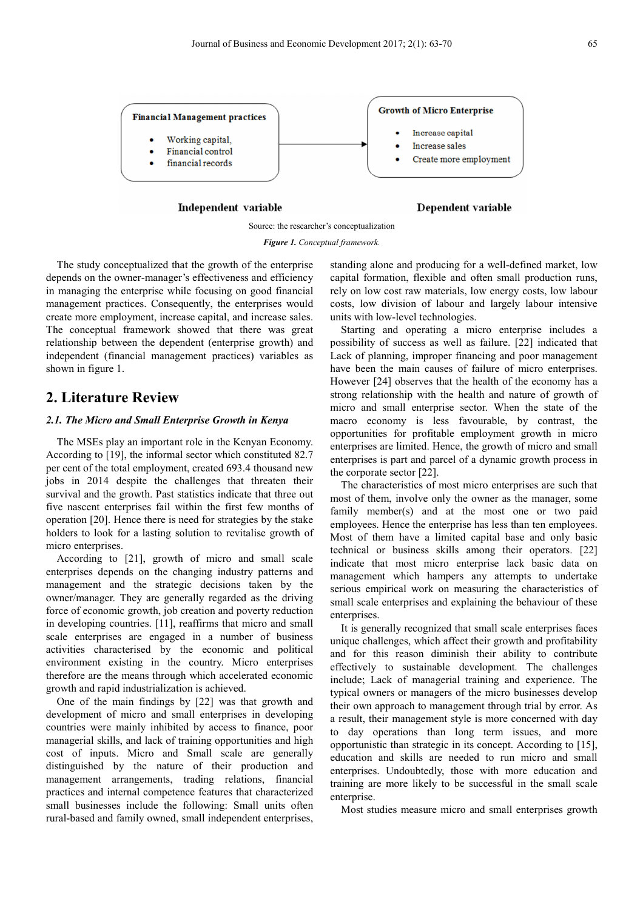**Financial Management practices**

- Working capital,
- Financial control
- financial records

→

**Growth of Micro Enterprise**

- Increase capital
- Increase sales
- Create more employment

**Independent variable** | **Dependent variable**

Source: the researcher's conceptualization

***Figure 1.*** *Conceptual framework.*

The study conceptualized that the growth of the enterprise depends on the owner-manager's effectiveness and efficiency in managing the enterprise while focusing on good financial management practices. Consequently, the enterprises would create more employment, increase capital, and increase sales. The conceptual framework showed that there was great relationship between the dependent (enterprise growth) and independent (financial management practices) variables as shown in figure 1.

## 2. Literature Review

### *2.1. The Micro and Small Enterprise Growth in Kenya*

The MSEs play an important role in the Kenyan Economy. According to [19], the informal sector which constituted 82.7 per cent of the total employment, created 693.4 thousand new jobs in 2014 despite the challenges that threaten their survival and the growth. Past statistics indicate that three out five nascent enterprises fail within the first few months of operation [20]. Hence there is need for strategies by the stake holders to look for a lasting solution to revitalise growth of micro enterprises.

According to [21], growth of micro and small scale enterprises depends on the changing industry patterns and management and the strategic decisions taken by the owner/manager. They are generally regarded as the driving force of economic growth, job creation and poverty reduction in developing countries. [11], reaffirms that micro and small scale enterprises are engaged in a number of business activities characterised by the economic and political environment existing in the country. Micro enterprises therefore are the means through which accelerated economic growth and rapid industrialization is achieved.

One of the main findings by [22] was that growth and development of micro and small enterprises in developing countries were mainly inhibited by access to finance, poor managerial skills, and lack of training opportunities and high cost of inputs. Micro and Small scale are generally distinguished by the nature of their production and management arrangements, trading relations, financial practices and internal competence features that characterized small businesses include the following: Small units often rural-based and family owned, small independent enterprises, standing alone and producing for a well-defined market, low capital formation, flexible and often small production runs, rely on low cost raw materials, low energy costs, low labour costs, low division of labour and largely labour intensive units with low-level technologies.

Starting and operating a micro enterprise includes a possibility of success as well as failure. [22] indicated that Lack of planning, improper financing and poor management have been the main causes of failure of micro enterprises. However [24] observes that the health of the economy has a strong relationship with the health and nature of growth of micro and small enterprise sector. When the state of the macro economy is less favourable, by contrast, the opportunities for profitable employment growth in micro enterprises are limited. Hence, the growth of micro and small enterprises is part and parcel of a dynamic growth process in the corporate sector [22].

The characteristics of most micro enterprises are such that most of them, involve only the owner as the manager, some family member(s) and at the most one or two paid employees. Hence the enterprise has less than ten employees. Most of them have a limited capital base and only basic technical or business skills among their operators. [22] indicate that most micro enterprise lack basic data on management which hampers any attempts to undertake serious empirical work on measuring the characteristics of small scale enterprises and explaining the behaviour of these enterprises.

It is generally recognized that small scale enterprises faces unique challenges, which affect their growth and profitability and for this reason diminish their ability to contribute effectively to sustainable development. The challenges include; Lack of managerial training and experience. The typical owners or managers of the micro businesses develop their own approach to management through trial by error. As a result, their management style is more concerned with day to day operations than long term issues, and more opportunistic than strategic in its concept. According to [15], education and skills are needed to run micro and small enterprises. Undoubtedly, those with more education and training are more likely to be successful in the small scale enterprise.

Most studies measure micro and small enterprises growth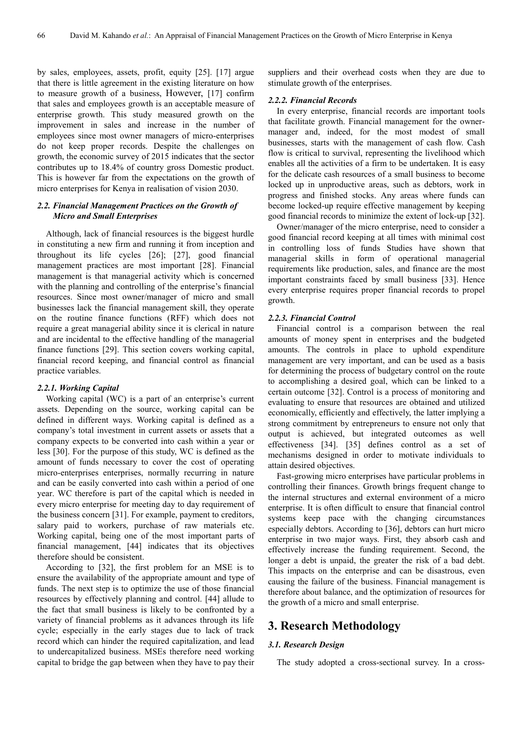by sales, employees, assets, profit, equity [25]. [17] argue that there is little agreement in the existing literature on how to measure growth of a business, However, [17] confirm that sales and employees growth is an acceptable measure of enterprise growth. This study measured growth on the improvement in sales and increase in the number of employees since most owner managers of micro-enterprises do not keep proper records. Despite the challenges on growth, the economic survey of 2015 indicates that the sector contributes up to 18.4% of country gross Domestic product. This is however far from the expectations on the growth of micro enterprises for Kenya in realisation of vision 2030.

### *2.2. Financial Management Practices on the Growth of Micro and Small Enterprises*

Although, lack of financial resources is the biggest hurdle in constituting a new firm and running it from inception and throughout its life cycles [26]; [27], good financial management practices are most important [28]. Financial management is that managerial activity which is concerned with the planning and controlling of the enterprise's financial resources. Since most owner/manager of micro and small businesses lack the financial management skill, they operate on the routine finance functions (RFF) which does not require a great managerial ability since it is clerical in nature and are incidental to the effective handling of the managerial finance functions [29]. This section covers working capital, financial record keeping, and financial control as financial practice variables.

#### *2.2.1. Working Capital*

Working capital (WC) is a part of an enterprise's current assets. Depending on the source, working capital can be defined in different ways. Working capital is defined as a company's total investment in current assets or assets that a company expects to be converted into cash within a year or less [30]. For the purpose of this study, WC is defined as the amount of funds necessary to cover the cost of operating micro-enterprises enterprises, normally recurring in nature and can be easily converted into cash within a period of one year. WC therefore is part of the capital which is needed in every micro enterprise for meeting day to day requirement of the business concern [31]. For example, payment to creditors, salary paid to workers, purchase of raw materials etc. Working capital, being one of the most important parts of financial management, [44] indicates that its objectives therefore should be consistent.

According to [32], the first problem for an MSE is to ensure the availability of the appropriate amount and type of funds. The next step is to optimize the use of those financial resources by effectively planning and control. [44] allude to the fact that small business is likely to be confronted by a variety of financial problems as it advances through its life cycle; especially in the early stages due to lack of track record which can hinder the required capitalization, and lead to undercapitalized business. MSEs therefore need working capital to bridge the gap between when they have to pay their suppliers and their overhead costs when they are due to stimulate growth of the enterprises.

#### *2.2.2. Financial Records*

In every enterprise, financial records are important tools that facilitate growth. Financial management for the owner-manager and, indeed, for the most modest of small businesses, starts with the management of cash flow. Cash flow is critical to survival, representing the livelihood which enables all the activities of a firm to be undertaken. It is easy for the delicate cash resources of a small business to become locked up in unproductive areas, such as debtors, work in progress and finished stocks. Any areas where funds can become locked-up require effective management by keeping good financial records to minimize the extent of lock-up [32].

Owner/manager of the micro enterprise, need to consider a good financial record keeping at all times with minimal cost in controlling loss of funds Studies have shown that managerial skills in form of operational managerial requirements like production, sales, and finance are the most important constraints faced by small business [33]. Hence every enterprise requires proper financial records to propel growth.

#### *2.2.3. Financial Control*

Financial control is a comparison between the real amounts of money spent in enterprises and the budgeted amounts. The controls in place to uphold expenditure management are very important, and can be used as a basis for determining the process of budgetary control on the route to accomplishing a desired goal, which can be linked to a certain outcome [32]. Control is a process of monitoring and evaluating to ensure that resources are obtained and utilized economically, efficiently and effectively, the latter implying a strong commitment by entrepreneurs to ensure not only that output is achieved, but integrated outcomes as well effectiveness [34]. [35] defines control as a set of mechanisms designed in order to motivate individuals to attain desired objectives.

Fast-growing micro enterprises have particular problems in controlling their finances. Growth brings frequent change to the internal structures and external environment of a micro enterprise. It is often difficult to ensure that financial control systems keep pace with the changing circumstances especially debtors. According to [36], debtors can hurt micro enterprise in two major ways. First, they absorb cash and effectively increase the funding requirement. Second, the longer a debt is unpaid, the greater the risk of a bad debt. This impacts on the enterprise and can be disastrous, even causing the failure of the business. Financial management is therefore about balance, and the optimization of resources for the growth of a micro and small enterprise.

## 3. Research Methodology

### *3.1. Research Design*

The study adopted a cross-sectional survey. In a cross-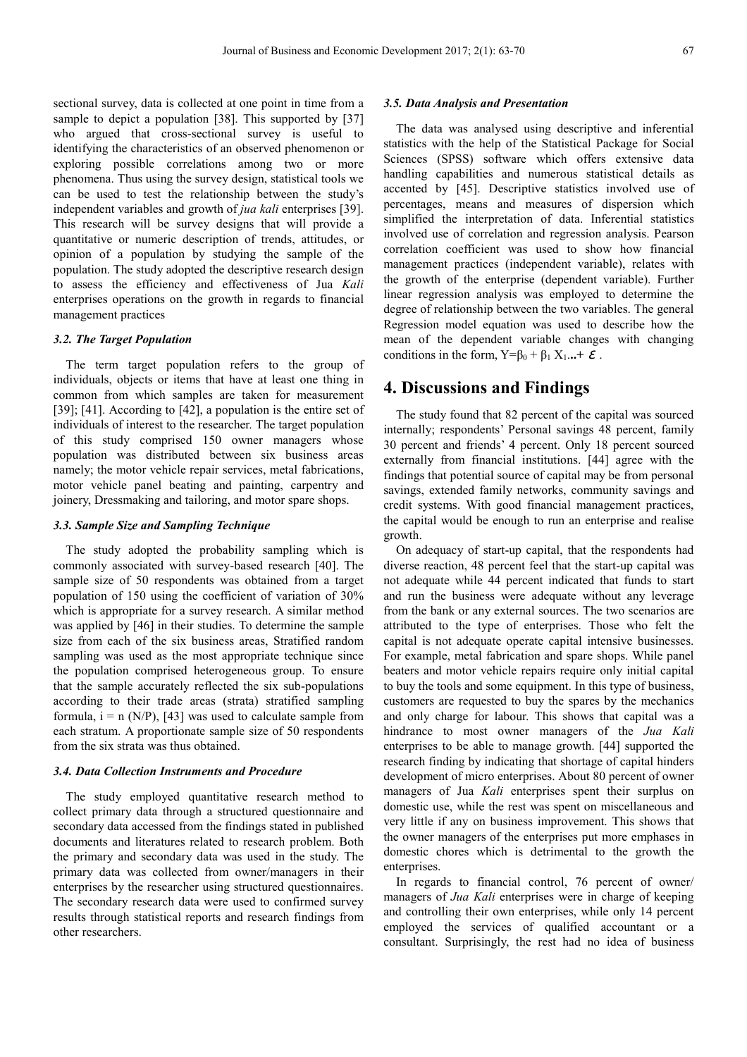sectional survey, data is collected at one point in time from a sample to depict a population [38]. This supported by [37] who argued that cross-sectional survey is useful to identifying the characteristics of an observed phenomenon or exploring possible correlations among two or more phenomena. Thus using the survey design, statistical tools we can be used to test the relationship between the study's independent variables and growth of *jua kali* enterprises [39]. This research will be survey designs that will provide a quantitative or numeric description of trends, attitudes, or opinion of a population by studying the sample of the population. The study adopted the descriptive research design to assess the efficiency and effectiveness of Jua *Kali* enterprises operations on the growth in regards to financial management practices

### *3.2. The Target Population*

The term target population refers to the group of individuals, objects or items that have at least one thing in common from which samples are taken for measurement [39]; [41]. According to [42], a population is the entire set of individuals of interest to the researcher. The target population of this study comprised 150 owner managers whose population was distributed between six business areas namely; the motor vehicle repair services, metal fabrications, motor vehicle panel beating and painting, carpentry and joinery, Dressmaking and tailoring, and motor spare shops.

### *3.3. Sample Size and Sampling Technique*

The study adopted the probability sampling which is commonly associated with survey-based research [40]. The sample size of 50 respondents was obtained from a target population of 150 using the coefficient of variation of 30% which is appropriate for a survey research. A similar method was applied by [46] in their studies. To determine the sample size from each of the six business areas, Stratified random sampling was used as the most appropriate technique since the population comprised heterogeneous group. To ensure that the sample accurately reflected the six sub-populations according to their trade areas (strata) stratified sampling formula, $i = n\ (N/P)$, [43] was used to calculate sample from each stratum. A proportionate sample size of 50 respondents from the six strata was thus obtained.

### *3.4. Data Collection Instruments and Procedure*

The study employed quantitative research method to collect primary data through a structured questionnaire and secondary data accessed from the findings stated in published documents and literatures related to research problem. Both the primary and secondary data was used in the study. The primary data was collected from owner/managers in their enterprises by the researcher using structured questionnaires. The secondary research data were used to confirmed survey results through statistical reports and research findings from other researchers.

### *3.5. Data Analysis and Presentation*

The data was analysed using descriptive and inferential statistics with the help of the Statistical Package for Social Sciences (SPSS) software which offers extensive data handling capabilities and numerous statistical details as accented by [45]. Descriptive statistics involved use of percentages, means and measures of dispersion which simplified the interpretation of data. Inferential statistics involved use of correlation and regression analysis. Pearson correlation coefficient was used to show how financial management practices (independent variable), relates with the growth of the enterprise (dependent variable). Further linear regression analysis was employed to determine the degree of relationship between the two variables. The general Regression model equation was used to describe how the mean of the dependent variable changes with changing conditions in the form, $Y=\beta_0 + \beta_1 X_1 ...+ \varepsilon$.

## 4. Discussions and Findings

The study found that 82 percent of the capital was sourced internally; respondents' Personal savings 48 percent, family 30 percent and friends' 4 percent. Only 18 percent sourced externally from financial institutions. [44] agree with the findings that potential source of capital may be from personal savings, extended family networks, community savings and credit systems. With good financial management practices, the capital would be enough to run an enterprise and realise growth.

On adequacy of start-up capital, that the respondents had diverse reaction, 48 percent feel that the start-up capital was not adequate while 44 percent indicated that funds to start and run the business were adequate without any leverage from the bank or any external sources. The two scenarios are attributed to the type of enterprises. Those who felt the capital is not adequate operate capital intensive businesses. For example, metal fabrication and spare shops. While panel beaters and motor vehicle repairs require only initial capital to buy the tools and some equipment. In this type of business, customers are requested to buy the spares by the mechanics and only charge for labour. This shows that capital was a hindrance to most owner managers of the *Jua Kali* enterprises to be able to manage growth. [44] supported the research finding by indicating that shortage of capital hinders development of micro enterprises. About 80 percent of owner managers of Jua *Kali* enterprises spent their surplus on domestic use, while the rest was spent on miscellaneous and very little if any on business improvement. This shows that the owner managers of the enterprises put more emphases in domestic chores which is detrimental to the growth the enterprises.

In regards to financial control, 76 percent of owner/ managers of *Jua Kali* enterprises were in charge of keeping and controlling their own enterprises, while only 14 percent employed the services of qualified accountant or a consultant. Surprisingly, the rest had no idea of business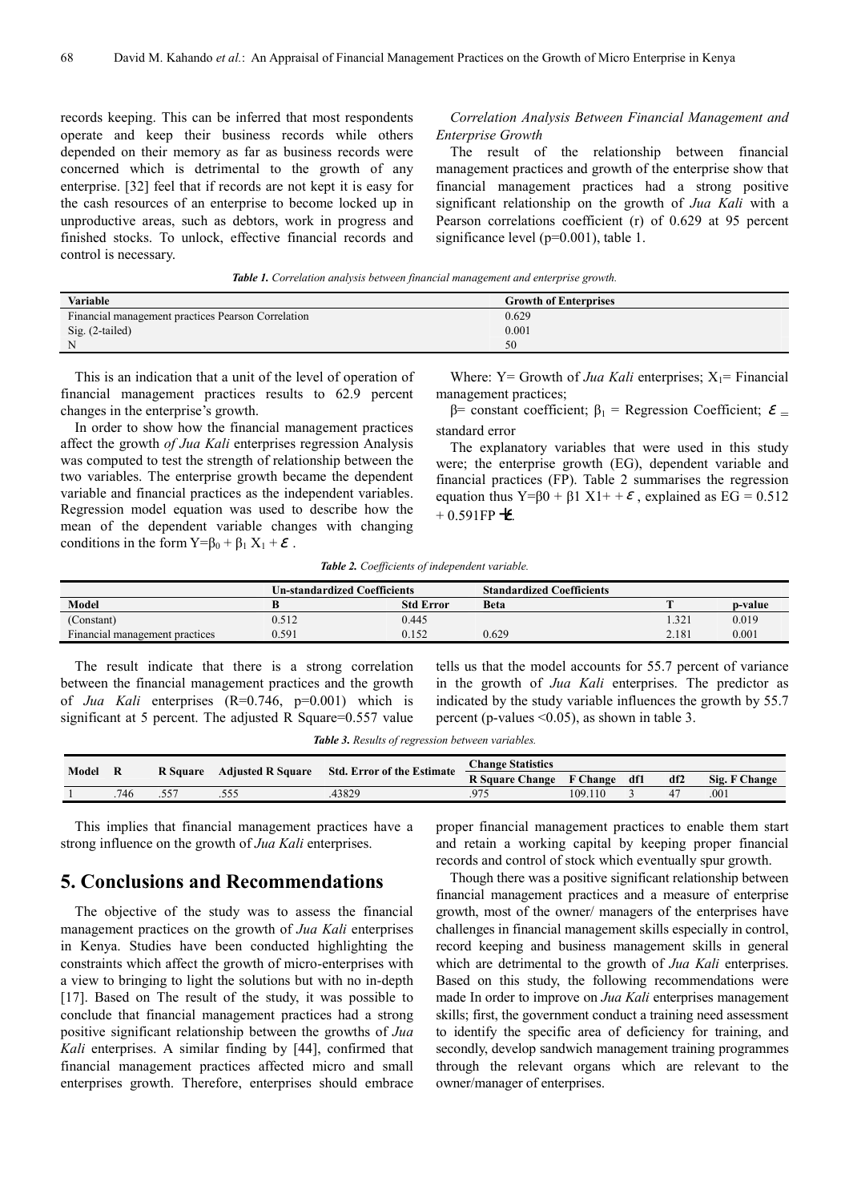records keeping. This can be inferred that most respondents operate and keep their business records while others depended on their memory as far as business records were concerned which is detrimental to the growth of any enterprise. [32] feel that if records are not kept it is easy for the cash resources of an enterprise to become locked up in unproductive areas, such as debtors, work in progress and finished stocks. To unlock, effective financial records and control is necessary.

*Correlation Analysis Between Financial Management and Enterprise Growth*

The result of the relationship between financial management practices and growth of the enterprise show that financial management practices had a strong positive significant relationship on the growth of *Jua Kali* with a Pearson correlations coefficient (r) of 0.629 at 95 percent significance level (p=0.001), table 1.

***Table 1.*** *Correlation analysis between financial management and enterprise growth.*

| Variable | Growth of Enterprises |
|---|---|
| Financial management practices Pearson Correlation | 0.629 |
| Sig. (2-tailed) | 0.001 |
| N | 50 |

This is an indication that a unit of the level of operation of financial management practices results to 62.9 percent changes in the enterprise's growth.

In order to show how the financial management practices affect the growth *of Jua Kali* enterprises regression Analysis was computed to test the strength of relationship between the two variables. The enterprise growth became the dependent variable and financial practices as the independent variables. Regression model equation was used to describe how the mean of the dependent variable changes with changing conditions in the form $Y=\beta_0 + \beta_1 X_1 + \varepsilon$ .

Where: Y= Growth of *Jua Kali* enterprises; $X_1$= Financial management practices;

β= constant coefficient; $\beta_1$ = Regression Coefficient; $\varepsilon$ = standard error

The explanatory variables that were used in this study were; the enterprise growth (EG), dependent variable and financial practices (FP). Table 2 summarises the regression equation thus $Y=\beta 0 + \beta 1\ X1+ + \varepsilon$ , explained as EG = 0.512 + 0.591FP $+\varepsilon$.

***Table 2.*** *Coefficients of independent variable.*

| | Un-standardized Coefficients | | Standardized Coefficients | | |
|---|---|---|---|---|---|
| Model | B | Std Error | Beta | T | p-value |
| (Constant) | 0.512 | 0.445 | | 1.321 | 0.019 |
| Financial management practices | 0.591 | 0.152 | 0.629 | 2.181 | 0.001 |

The result indicate that there is a strong correlation between the financial management practices and the growth of *Jua Kali* enterprises (R=0.746, p=0.001) which is significant at 5 percent. The adjusted R Square=0.557 value tells us that the model accounts for 55.7 percent of variance in the growth of *Jua Kali* enterprises. The predictor as indicated by the study variable influences the growth by 55.7 percent (p-values <0.05), as shown in table 3.

***Table 3.*** *Results of regression between variables.*

| Model | R | R Square | Adjusted R Square | Std. Error of the Estimate | Change Statistics | | | | |
|---|---|---|---|---|---|---|---|---|---|
| | | | | | R Square Change | F Change | df1 | df2 | Sig. F Change |
| 1 | .746 | .557 | .555 | .43829 | .975 | 109.110 | 3 | 47 | .001 |

This implies that financial management practices have a strong influence on the growth of *Jua Kali* enterprises.

## 5. Conclusions and Recommendations

The objective of the study was to assess the financial management practices on the growth of *Jua Kali* enterprises in Kenya. Studies have been conducted highlighting the constraints which affect the growth of micro-enterprises with a view to bringing to light the solutions but with no in-depth [17]. Based on The result of the study, it was possible to conclude that financial management practices had a strong positive significant relationship between the growths of *Jua Kali* enterprises. A similar finding by [44], confirmed that financial management practices affected micro and small enterprises growth. Therefore, enterprises should embrace proper financial management practices to enable them start and retain a working capital by keeping proper financial records and control of stock which eventually spur growth.

Though there was a positive significant relationship between financial management practices and a measure of enterprise growth, most of the owner/ managers of the enterprises have challenges in financial management skills especially in control, record keeping and business management skills in general which are detrimental to the growth of *Jua Kali* enterprises. Based on this study, the following recommendations were made In order to improve on *Jua Kali* enterprises management skills; first, the government conduct a training need assessment to identify the specific area of deficiency for training, and secondly, develop sandwich management training programmes through the relevant organs which are relevant to the owner/manager of enterprises.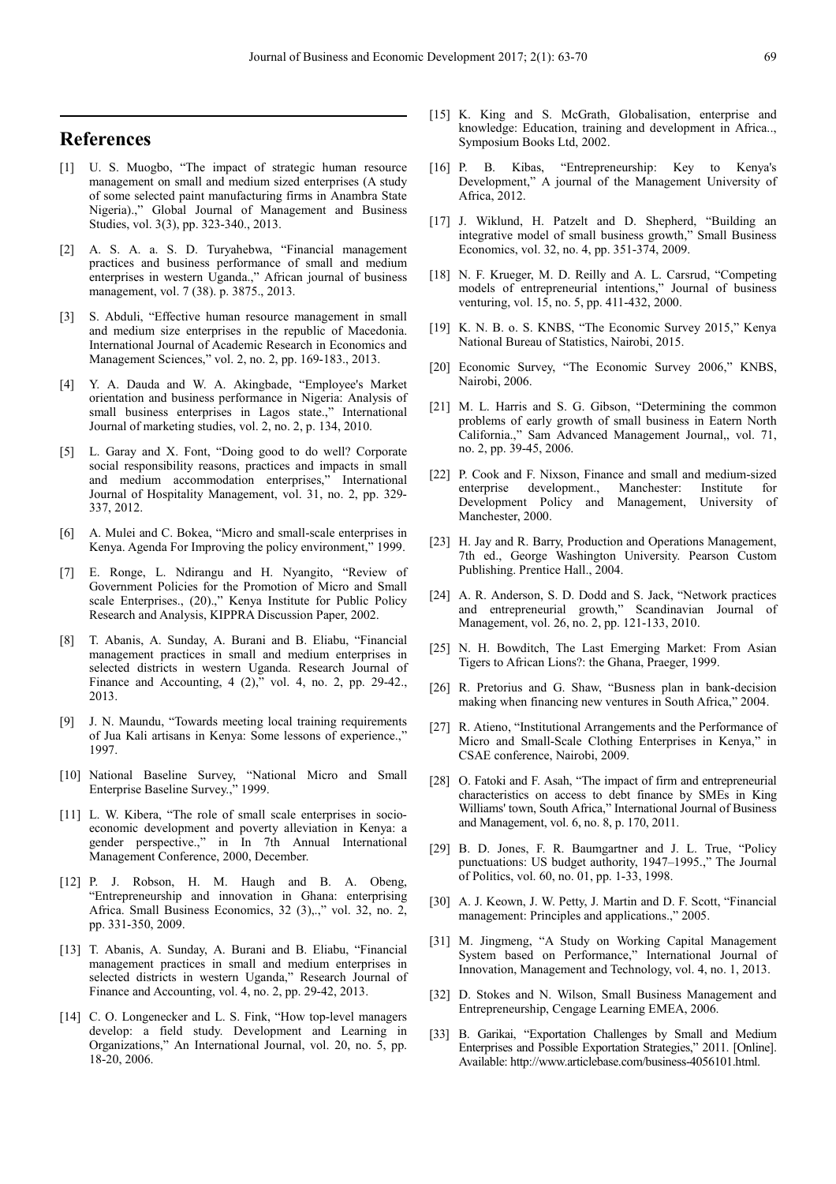## References

[1] U. S. Muogbo, "The impact of strategic human resource management on small and medium sized enterprises (A study of some selected paint manufacturing firms in Anambra State Nigeria).," Global Journal of Management and Business Studies, vol. 3(3), pp. 323-340., 2013.

[2] A. S. A. a. S. D. Turyahebwa, "Financial management practices and business performance of small and medium enterprises in western Uganda.," African journal of business management, vol. 7 (38). p. 3875., 2013.

[3] S. Abduli, "Effective human resource management in small and medium size enterprises in the republic of Macedonia. International Journal of Academic Research in Economics and Management Sciences," vol. 2, no. 2, pp. 169-183., 2013.

[4] Y. A. Dauda and W. A. Akingbade, "Employee's Market orientation and business performance in Nigeria: Analysis of small business enterprises in Lagos state.," International Journal of marketing studies, vol. 2, no. 2, p. 134, 2010.

[5] L. Garay and X. Font, "Doing good to do well? Corporate social responsibility reasons, practices and impacts in small and medium accommodation enterprises," International Journal of Hospitality Management, vol. 31, no. 2, pp. 329-337, 2012.

[6] A. Mulei and C. Bokea, "Micro and small-scale enterprises in Kenya. Agenda For Improving the policy environment," 1999.

[7] E. Ronge, L. Ndirangu and H. Nyangito, "Review of Government Policies for the Promotion of Micro and Small scale Enterprises., (20).," Kenya Institute for Public Policy Research and Analysis, KIPPRA Discussion Paper, 2002.

[8] T. Abanis, A. Sunday, A. Burani and B. Eliabu, "Financial management practices in small and medium enterprises in selected districts in western Uganda. Research Journal of Finance and Accounting, 4 (2)," vol. 4, no. 2, pp. 29-42., 2013.

[9] J. N. Maundu, "Towards meeting local training requirements of Jua Kali artisans in Kenya: Some lessons of experience.," 1997.

[10] National Baseline Survey, "National Micro and Small Enterprise Baseline Survey.," 1999.

[11] L. W. Kibera, "The role of small scale enterprises in socio-economic development and poverty alleviation in Kenya: a gender perspective.," in In 7th Annual International Management Conference, 2000, December.

[12] P. J. Robson, H. M. Haugh and B. A. Obeng, "Entrepreneurship and innovation in Ghana: enterprising Africa. Small Business Economics, 32 (3),.," vol. 32, no. 2, pp. 331-350, 2009.

[13] T. Abanis, A. Sunday, A. Burani and B. Eliabu, "Financial management practices in small and medium enterprises in selected districts in western Uganda," Research Journal of Finance and Accounting, vol. 4, no. 2, pp. 29-42, 2013.

[14] C. O. Longenecker and L. S. Fink, "How top-level managers develop: a field study. Development and Learning in Organizations," An International Journal, vol. 20, no. 5, pp. 18-20, 2006.

[15] K. King and S. McGrath, Globalisation, enterprise and knowledge: Education, training and development in Africa.., Symposium Books Ltd, 2002.

[16] P. B. Kibas, "Entrepreneurship: Key to Kenya's Development," A journal of the Management University of Africa, 2012.

[17] J. Wiklund, H. Patzelt and D. Shepherd, "Building an integrative model of small business growth," Small Business Economics, vol. 32, no. 4, pp. 351-374, 2009.

[18] N. F. Krueger, M. D. Reilly and A. L. Carsrud, "Competing models of entrepreneurial intentions," Journal of business venturing, vol. 15, no. 5, pp. 411-432, 2000.

[19] K. N. B. o. S. KNBS, "The Economic Survey 2015," Kenya National Bureau of Statistics, Nairobi, 2015.

[20] Economic Survey, "The Economic Survey 2006," KNBS, Nairobi, 2006.

[21] M. L. Harris and S. G. Gibson, "Determining the common problems of early growth of small business in Eatern North California.," Sam Advanced Management Journal,, vol. 71, no. 2, pp. 39-45, 2006.

[22] P. Cook and F. Nixson, Finance and small and medium-sized enterprise development., Manchester: Institute for Development Policy and Management, University of Manchester, 2000.

[23] H. Jay and R. Barry, Production and Operations Management, 7th ed., George Washington University. Pearson Custom Publishing. Prentice Hall., 2004.

[24] A. R. Anderson, S. D. Dodd and S. Jack, "Network practices and entrepreneurial growth," Scandinavian Journal of Management, vol. 26, no. 2, pp. 121-133, 2010.

[25] N. H. Bowditch, The Last Emerging Market: From Asian Tigers to African Lions?: the Ghana, Praeger, 1999.

[26] R. Pretorius and G. Shaw, "Busness plan in bank-decision making when financing new ventures in South Africa," 2004.

[27] R. Atieno, "Institutional Arrangements and the Performance of Micro and Small-Scale Clothing Enterprises in Kenya," in CSAE conference, Nairobi, 2009.

[28] O. Fatoki and F. Asah, "The impact of firm and entrepreneurial characteristics on access to debt finance by SMEs in King Williams' town, South Africa," International Journal of Business and Management, vol. 6, no. 8, p. 170, 2011.

[29] B. D. Jones, F. R. Baumgartner and J. L. True, "Policy punctuations: US budget authority, 1947–1995.," The Journal of Politics, vol. 60, no. 01, pp. 1-33, 1998.

[30] A. J. Keown, J. W. Petty, J. Martin and D. F. Scott, "Financial management: Principles and applications.," 2005.

[31] M. Jingmeng, "A Study on Working Capital Management System based on Performance," International Journal of Innovation, Management and Technology, vol. 4, no. 1, 2013.

[32] D. Stokes and N. Wilson, Small Business Management and Entrepreneurship, Cengage Learning EMEA, 2006.

[33] B. Garikai, "Exportation Challenges by Small and Medium Enterprises and Possible Exportation Strategies," 2011. [Online]. Available: http://www.articlebase.com/business-4056101.html.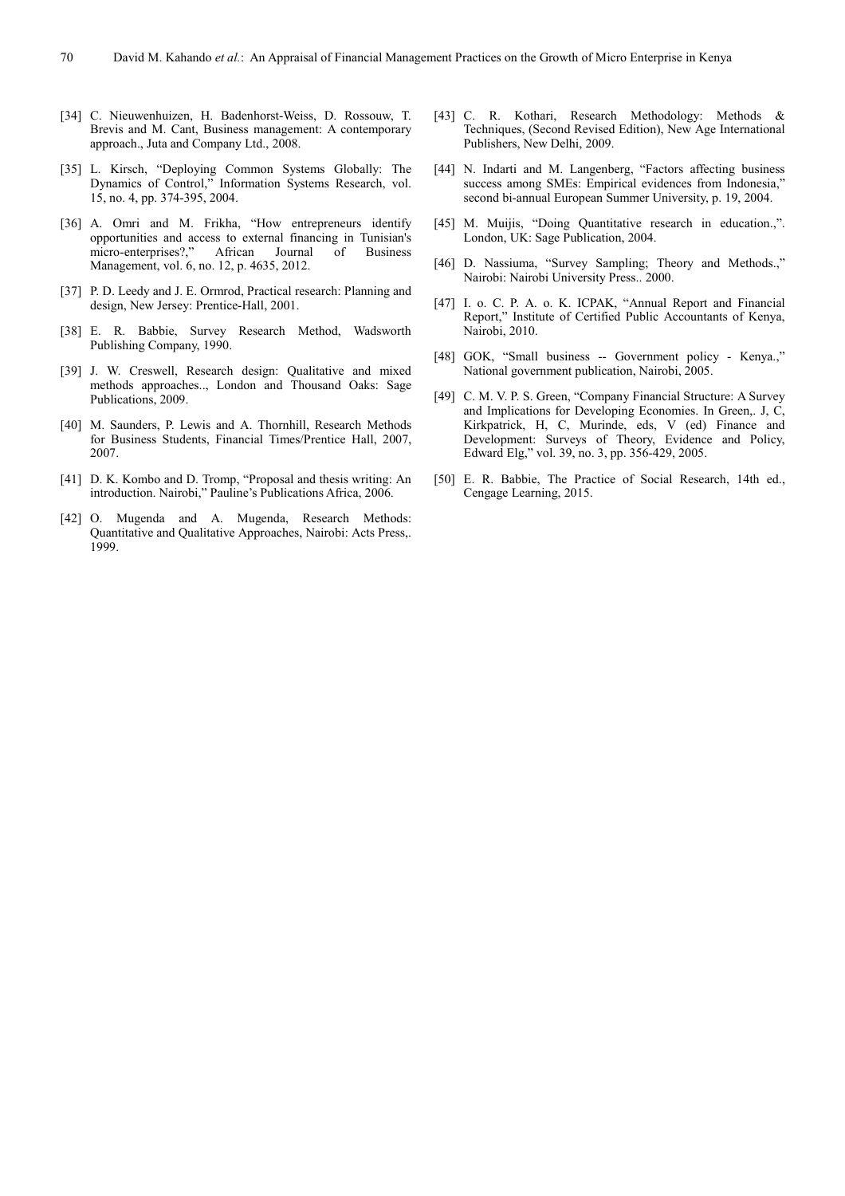[34] C. Nieuwenhuizen, H. Badenhorst-Weiss, D. Rossouw, T. Brevis and M. Cant, Business management: A contemporary approach., Juta and Company Ltd., 2008.

[35] L. Kirsch, "Deploying Common Systems Globally: The Dynamics of Control," Information Systems Research, vol. 15, no. 4, pp. 374-395, 2004.

[36] A. Omri and M. Frikha, "How entrepreneurs identify opportunities and access to external financing in Tunisian's micro-enterprises?," African Journal of Business Management, vol. 6, no. 12, p. 4635, 2012.

[37] P. D. Leedy and J. E. Ormrod, Practical research: Planning and design, New Jersey: Prentice-Hall, 2001.

[38] E. R. Babbie, Survey Research Method, Wadsworth Publishing Company, 1990.

[39] J. W. Creswell, Research design: Qualitative and mixed methods approaches.., London and Thousand Oaks: Sage Publications, 2009.

[40] M. Saunders, P. Lewis and A. Thornhill, Research Methods for Business Students, Financial Times/Prentice Hall, 2007, 2007.

[41] D. K. Kombo and D. Tromp, "Proposal and thesis writing: An introduction. Nairobi," Pauline's Publications Africa, 2006.

[42] O. Mugenda and A. Mugenda, Research Methods: Quantitative and Qualitative Approaches, Nairobi: Acts Press,. 1999.

[43] C. R. Kothari, Research Methodology: Methods & Techniques, (Second Revised Edition), New Age International Publishers, New Delhi, 2009.

[44] N. Indarti and M. Langenberg, "Factors affecting business success among SMEs: Empirical evidences from Indonesia," second bi-annual European Summer University, p. 19, 2004.

[45] M. Muijis, "Doing Quantitative research in education.,". London, UK: Sage Publication, 2004.

[46] D. Nassiuma, "Survey Sampling; Theory and Methods.," Nairobi: Nairobi University Press.. 2000.

[47] I. o. C. P. A. o. K. ICPAK, "Annual Report and Financial Report," Institute of Certified Public Accountants of Kenya, Nairobi, 2010.

[48] GOK, "Small business -- Government policy - Kenya.," National government publication, Nairobi, 2005.

[49] C. M. V. P. S. Green, "Company Financial Structure: A Survey and Implications for Developing Economies. In Green,. J, C, Kirkpatrick, H, C, Murinde, eds, V (ed) Finance and Development: Surveys of Theory, Evidence and Policy, Edward Elg," vol. 39, no. 3, pp. 356-429, 2005.

[50] E. R. Babbie, The Practice of Social Research, 14th ed., Cengage Learning, 2015.